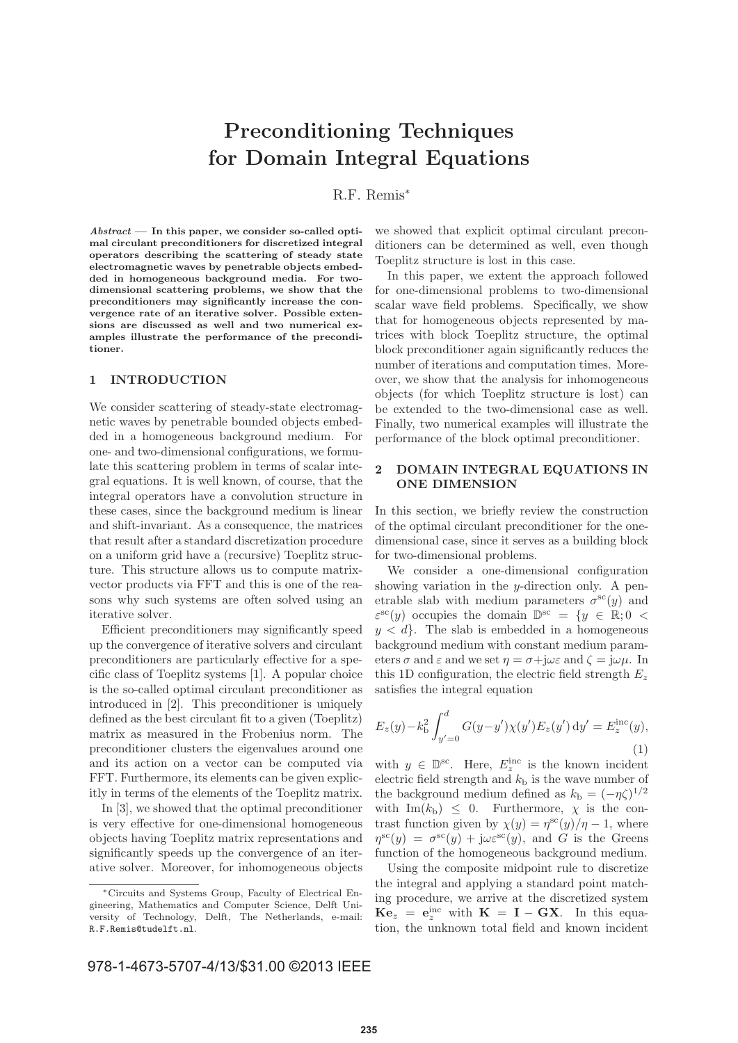# Preconditioning Techniques for Domain Integral Equations

R.F. Remis*

*Abstract* — **In this paper, we consider so-called optimal circulant preconditioners for discretized integral operators describing the scattering of steady state electromagnetic waves by penetrable objects embedded in homogeneous background media. For two-dimensional scattering problems, we show that the preconditioners may significantly increase the convergence rate of an iterative solver. Possible extensions are discussed as well and two numerical examples illustrate the performance of the preconditioner.**

## 1 INTRODUCTION

We consider scattering of steady-state electromagnetic waves by penetrable bounded objects embedded in a homogeneous background medium. For one- and two-dimensional configurations, we formulate this scattering problem in terms of scalar integral equations. It is well known, of course, that the integral operators have a convolution structure in these cases, since the background medium is linear and shift-invariant. As a consequence, the matrices that result after a standard discretization procedure on a uniform grid have a (recursive) Toeplitz structure. This structure allows us to compute matrix-vector products via FFT and this is one of the reasons why such systems are often solved using an iterative solver.

Efficient preconditioners may significantly speed up the convergence of iterative solvers and circulant preconditioners are particularly effective for a specific class of Toeplitz systems [1]. A popular choice is the so-called optimal circulant preconditioner as introduced in [2]. This preconditioner is uniquely defined as the best circulant fit to a given (Toeplitz) matrix as measured in the Frobenius norm. The preconditioner clusters the eigenvalues around one and its action on a vector can be computed via FFT. Furthermore, its elements can be given explicitly in terms of the elements of the Toeplitz matrix.

In [3], we showed that the optimal preconditioner is very effective for one-dimensional homogeneous objects having Toeplitz matrix representations and significantly speeds up the convergence of an iterative solver. Moreover, for inhomogeneous objects we showed that explicit optimal circulant preconditioners can be determined as well, even though Toeplitz structure is lost in this case.

In this paper, we extent the approach followed for one-dimensional problems to two-dimensional scalar wave field problems. Specifically, we show that for homogeneous objects represented by matrices with block Toeplitz structure, the optimal block preconditioner again significantly reduces the number of iterations and computation times. Moreover, we show that the analysis for inhomogeneous objects (for which Toeplitz structure is lost) can be extended to the two-dimensional case as well. Finally, two numerical examples will illustrate the performance of the block optimal preconditioner.

## 2 DOMAIN INTEGRAL EQUATIONS IN ONE DIMENSION

In this section, we briefly review the construction of the optimal circulant preconditioner for the one-dimensional case, since it serves as a building block for two-dimensional problems.

We consider a one-dimensional configuration showing variation in the $y$-direction only. A penetrable slab with medium parameters $\sigma^{\rm sc}(y)$ and $\varepsilon^{\rm sc}(y)$ occupies the domain $\mathbb{D}^{\rm sc} = \{y \in \mathbb{R}; 0 < y < d\}$. The slab is embedded in a homogeneous background medium with constant medium parameters $\sigma$ and $\varepsilon$ and we set $\eta = \sigma + {\rm j}\omega\varepsilon$ and $\zeta = {\rm j}\omega\mu$. In this 1D configuration, the electric field strength $E_z$ satisfies the integral equation

$$E_z(y) - k_{\rm b}^2 \int_{y'=0}^{d} G(y-y')\chi(y')E_z(y')\,{\rm d}y' = E_z^{\rm inc}(y), \tag{1}$$

with $y \in \mathbb{D}^{\rm sc}$. Here, $E_z^{\rm inc}$ is the known incident electric field strength and $k_{\rm b}$ is the wave number of the background medium defined as $k_{\rm b} = (-\eta\zeta)^{1/2}$ with ${\rm Im}(k_{\rm b}) \leq 0$. Furthermore, $\chi$ is the contrast function given by $\chi(y) = \eta^{\rm sc}(y)/\eta - 1$, where $\eta^{\rm sc}(y) = \sigma^{\rm sc}(y) + {\rm j}\omega\varepsilon^{\rm sc}(y)$, and $G$ is the Greens function of the homogeneous background medium.

Using the composite midpoint rule to discretize the integral and applying a standard point matching procedure, we arrive at the discretized system $\mathbf{K}\mathbf{e}_z = \mathbf{e}_z^{\rm inc}$ with $\mathbf{K} = \mathbf{I} - \mathbf{G}\mathbf{X}$. In this equation, the unknown total field and known incident

*Circuits and Systems Group, Faculty of Electrical Engineering, Mathematics and Computer Science, Delft University of Technology, Delft, The Netherlands, e-mail: R.F.Remis@tudelft.nl.

978-1-4673-5707-4/13/$31.00 ©2013 IEEE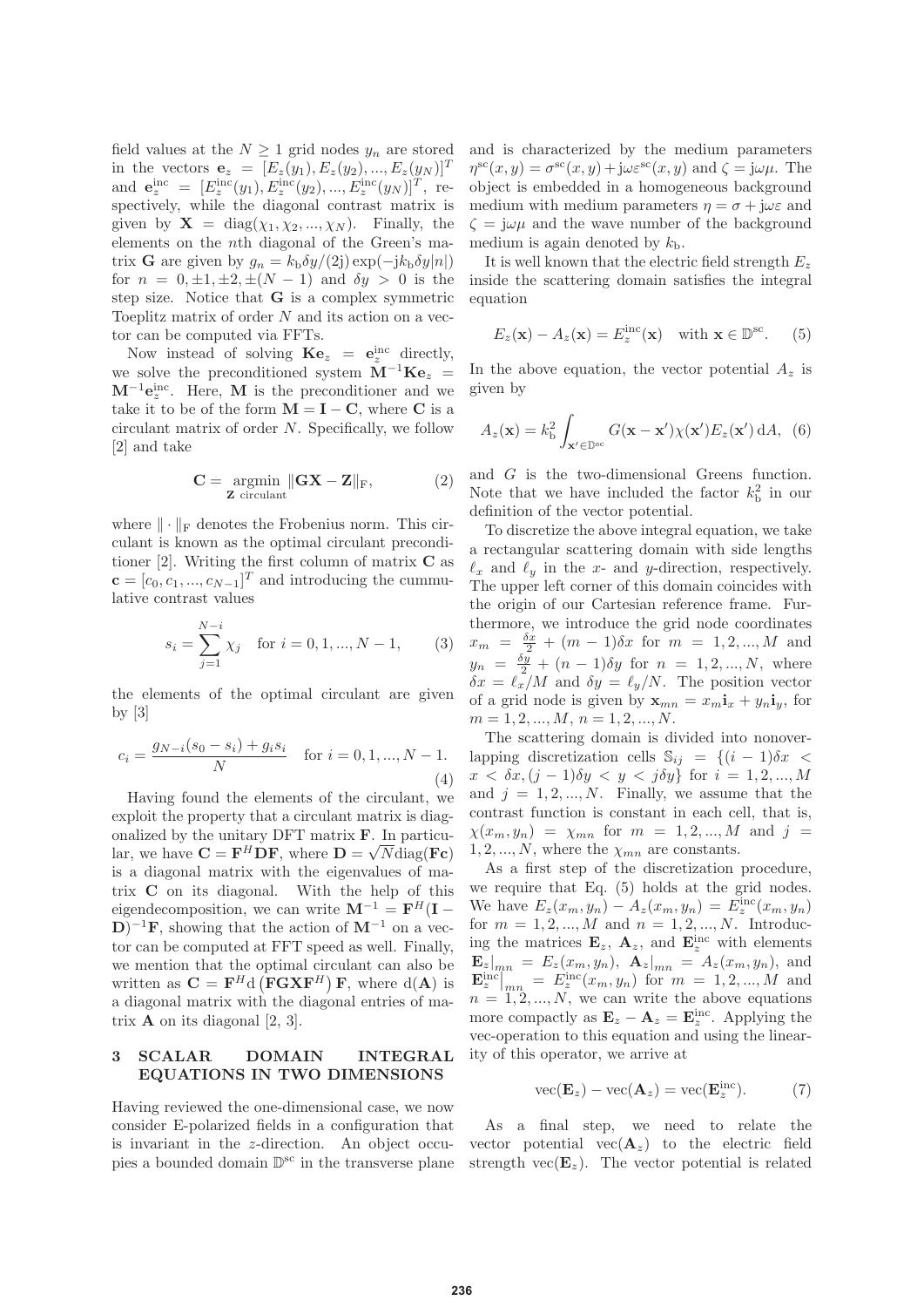field values at the $N \geq 1$ grid nodes $y_n$ are stored in the vectors $\mathbf{e}_z = [E_z(y_1), E_z(y_2), ..., E_z(y_N)]^T$ and $\mathbf{e}_z^{\mathrm{inc}} = [E_z^{\mathrm{inc}}(y_1), E_z^{\mathrm{inc}}(y_2), ..., E_z^{\mathrm{inc}}(y_N)]^T$, respectively, while the diagonal contrast matrix is given by $\mathbf{X} = \mathrm{diag}(\chi_1, \chi_2, ..., \chi_N)$. Finally, the elements on the $n$th diagonal of the Green's matrix $\mathbf{G}$ are given by $g_n = k_\mathrm{b}\delta y/(2\mathrm{j})\exp(-\mathrm{j}k_\mathrm{b}\delta y|n|)$ for $n = 0, \pm 1, \pm 2, \pm(N-1)$ and $\delta y > 0$ is the step size. Notice that $\mathbf{G}$ is a complex symmetric Toeplitz matrix of order $N$ and its action on a vector can be computed via FFTs.

Now instead of solving $\mathbf{K}\mathbf{e}_z = \mathbf{e}_z^{\mathrm{inc}}$ directly, we solve the preconditioned system $\mathbf{M}^{-1}\mathbf{K}\mathbf{e}_z = \mathbf{M}^{-1}\mathbf{e}_z^{\mathrm{inc}}$. Here, $\mathbf{M}$ is the preconditioner and we take it to be of the form $\mathbf{M} = \mathbf{I} - \mathbf{C}$, where $\mathbf{C}$ is a circulant matrix of order $N$. Specifically, we follow [2] and take

$$\mathbf{C} = \underset{\mathbf{Z}\ \text{circulant}}{\mathrm{argmin}}\ \|\mathbf{G}\mathbf{X} - \mathbf{Z}\|_\mathrm{F}, \tag{2}$$

where $\|\cdot\|_\mathrm{F}$ denotes the Frobenius norm. This circulant is known as the optimal circulant preconditioner [2]. Writing the first column of matrix $\mathbf{C}$ as $\mathbf{c} = [c_0, c_1, ..., c_{N-1}]^T$ and introducing the cummulative contrast values

$$s_i = \sum_{j=1}^{N-i} \chi_j \quad \text{for } i = 0, 1, ..., N-1, \tag{3}$$

the elements of the optimal circulant are given by [3]

$$c_i = \frac{g_{N-i}(s_0 - s_i) + g_i s_i}{N} \quad \text{for } i = 0, 1, ..., N-1. \tag{4}$$

Having found the elements of the circulant, we exploit the property that a circulant matrix is diagonalized by the unitary DFT matrix $\mathbf{F}$. In particular, we have $\mathbf{C} = \mathbf{F}^H\mathbf{D}\mathbf{F}$, where $\mathbf{D} = \sqrt{N}\mathrm{diag}(\mathbf{F}\mathbf{c})$ is a diagonal matrix with the eigenvalues of matrix $\mathbf{C}$ on its diagonal. With the help of this eigendecomposition, we can write $\mathbf{M}^{-1} = \mathbf{F}^H(\mathbf{I} - \mathbf{D})^{-1}\mathbf{F}$, showing that the action of $\mathbf{M}^{-1}$ on a vector can be computed at FFT speed as well. Finally, we mention that the optimal circulant can also be written as $\mathbf{C} = \mathbf{F}^H\mathrm{d}\left(\mathbf{F}\mathbf{G}\mathbf{X}\mathbf{F}^H\right)\mathbf{F}$, where $\mathrm{d}(\mathbf{A})$ is a diagonal matrix with the diagonal entries of matrix $\mathbf{A}$ on its diagonal [2, 3].

## 3 SCALAR DOMAIN INTEGRAL EQUATIONS IN TWO DIMENSIONS

Having reviewed the one-dimensional case, we now consider E-polarized fields in a configuration that is invariant in the $z$-direction. An object occupies a bounded domain $\mathbb{D}^{\mathrm{sc}}$ in the transverse plane and is characterized by the medium parameters $\eta^{\mathrm{sc}}(x,y) = \sigma^{\mathrm{sc}}(x,y) + \mathrm{j}\omega\varepsilon^{\mathrm{sc}}(x,y)$ and $\zeta = \mathrm{j}\omega\mu$. The object is embedded in a homogeneous background medium with medium parameters $\eta = \sigma + \mathrm{j}\omega\varepsilon$ and $\zeta = \mathrm{j}\omega\mu$ and the wave number of the background medium is again denoted by $k_\mathrm{b}$.

It is well known that the electric field strength $E_z$ inside the scattering domain satisfies the integral equation

$$E_z(\mathbf{x}) - A_z(\mathbf{x}) = E_z^{\mathrm{inc}}(\mathbf{x}) \quad \text{with } \mathbf{x} \in \mathbb{D}^{\mathrm{sc}}. \tag{5}$$

In the above equation, the vector potential $A_z$ is given by

$$A_z(\mathbf{x}) = k_\mathrm{b}^2 \int_{\mathbf{x}' \in \mathbb{D}^{\mathrm{sc}}} G(\mathbf{x} - \mathbf{x}')\chi(\mathbf{x}')E_z(\mathbf{x}')\,\mathrm{d}A, \tag{6}$$

and $G$ is the two-dimensional Greens function. Note that we have included the factor $k_\mathrm{b}^2$ in our definition of the vector potential.

To discretize the above integral equation, we take a rectangular scattering domain with side lengths $\ell_x$ and $\ell_y$ in the $x$- and $y$-direction, respectively. The upper left corner of this domain coincides with the origin of our Cartesian reference frame. Furthermore, we introduce the grid node coordinates $x_m = \frac{\delta x}{2} + (m-1)\delta x$ for $m = 1, 2, ..., M$ and $y_n = \frac{\delta y}{2} + (n-1)\delta y$ for $n = 1, 2, ..., N$, where $\delta x = \ell_x/M$ and $\delta y = \ell_y/N$. The position vector of a grid node is given by $\mathbf{x}_{mn} = x_m\mathbf{i}_x + y_n\mathbf{i}_y$, for $m = 1, 2, ..., M$, $n = 1, 2, ..., N$.

The scattering domain is divided into nonoverlapping discretization cells $\mathbb{S}_{ij} = \{(i-1)\delta x < x < \delta x, (j-1)\delta y < y < j\delta y\}$ for $i = 1, 2, ..., M$ and $j = 1, 2, ..., N$. Finally, we assume that the contrast function is constant in each cell, that is, $\chi(x_m, y_n) = \chi_{mn}$ for $m = 1, 2, ..., M$ and $j = 1, 2, ..., N$, where the $\chi_{mn}$ are constants.

As a first step of the discretization procedure, we require that Eq. (5) holds at the grid nodes. We have $E_z(x_m, y_n) - A_z(x_m, y_n) = E_z^{\mathrm{inc}}(x_m, y_n)$ for $m = 1, 2, ..., M$ and $n = 1, 2, ..., N$. Introducing the matrices $\mathbf{E}_z$, $\mathbf{A}_z$, and $\mathbf{E}_z^{\mathrm{inc}}$ with elements $\mathbf{E}_z|_{mn} = E_z(x_m, y_n)$, $\mathbf{A}_z|_{mn} = A_z(x_m, y_n)$, and $\mathbf{E}_z^{\mathrm{inc}}\big|_{mn} = E_z^{\mathrm{inc}}(x_m, y_n)$ for $m = 1, 2, ..., M$ and $n = 1, 2, ..., N$, we can write the above equations more compactly as $\mathbf{E}_z - \mathbf{A}_z = \mathbf{E}_z^{\mathrm{inc}}$. Applying the vec-operation to this equation and using the linearity of this operator, we arrive at

$$\mathrm{vec}(\mathbf{E}_z) - \mathrm{vec}(\mathbf{A}_z) = \mathrm{vec}(\mathbf{E}_z^{\mathrm{inc}}). \tag{7}$$

As a final step, we need to relate the vector potential $\mathrm{vec}(\mathbf{A}_z)$ to the electric field strength $\mathrm{vec}(\mathbf{E}_z)$. The vector potential is related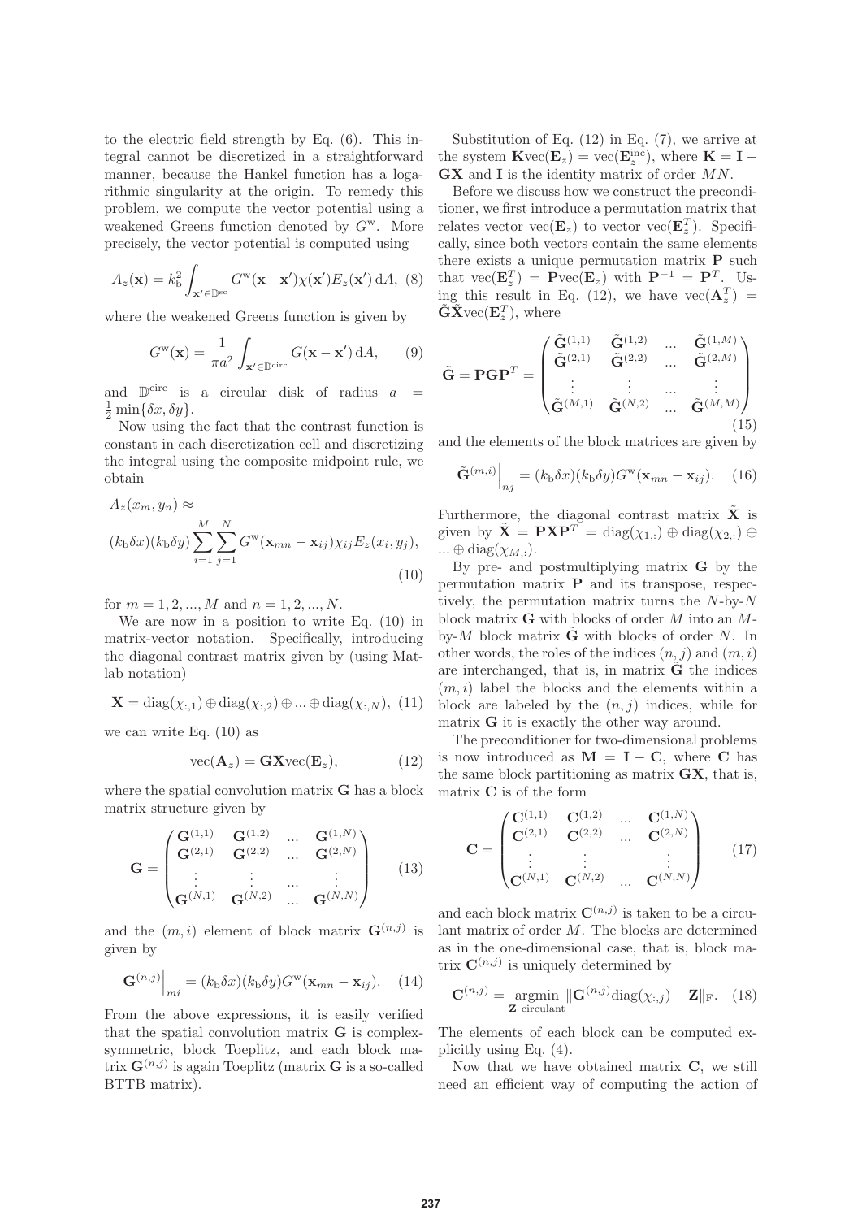to the electric field strength by Eq. (6). This integral cannot be discretized in a straightforward manner, because the Hankel function has a logarithmic singularity at the origin. To remedy this problem, we compute the vector potential using a weakened Greens function denoted by $G^{\mathrm{w}}$. More precisely, the vector potential is computed using

$$A_z(\mathbf{x}) = k_{\mathrm{b}}^2 \int_{\mathbf{x}' \in \mathbb{D}^{\mathrm{sc}}} G^{\mathrm{w}}(\mathbf{x}-\mathbf{x}')\chi(\mathbf{x}')E_z(\mathbf{x}')\,\mathrm{d}A, \quad (8)$$

where the weakened Greens function is given by

$$G^{\mathrm{w}}(\mathbf{x}) = \frac{1}{\pi a^2}\int_{\mathbf{x}' \in \mathbb{D}^{\mathrm{circ}}} G(\mathbf{x}-\mathbf{x}')\,\mathrm{d}A, \quad (9)$$

and $\mathbb{D}^{\mathrm{circ}}$ is a circular disk of radius $a = \frac{1}{2}\min\{\delta x, \delta y\}$.

Now using the fact that the contrast function is constant in each discretization cell and discretizing the integral using the composite midpoint rule, we obtain

$$A_z(x_m, y_n) \approx$$
$$(k_{\mathrm{b}}\delta x)(k_{\mathrm{b}}\delta y)\sum_{i=1}^{M}\sum_{j=1}^{N} G^{\mathrm{w}}(\mathbf{x}_{mn}-\mathbf{x}_{ij})\chi_{ij}E_z(x_i, y_j), \quad (10)$$

for $m = 1, 2, ..., M$ and $n = 1, 2, ..., N$.

We are now in a position to write Eq. (10) in matrix-vector notation. Specifically, introducing the diagonal contrast matrix given by (using Matlab notation)

$$\mathbf{X} = \mathrm{diag}(\chi_{:,1}) \oplus \mathrm{diag}(\chi_{:,2}) \oplus ... \oplus \mathrm{diag}(\chi_{:,N}), \quad (11)$$

we can write Eq. (10) as

$$\mathrm{vec}(\mathbf{A}_z) = \mathbf{G}\mathbf{X}\mathrm{vec}(\mathbf{E}_z), \quad (12)$$

where the spatial convolution matrix $\mathbf{G}$ has a block matrix structure given by

$$\mathbf{G} = \begin{pmatrix} \mathbf{G}^{(1,1)} & \mathbf{G}^{(1,2)} & ... & \mathbf{G}^{(1,N)} \\ \mathbf{G}^{(2,1)} & \mathbf{G}^{(2,2)} & ... & \mathbf{G}^{(2,N)} \\ \vdots & \vdots & ... & \vdots \\ \mathbf{G}^{(N,1)} & \mathbf{G}^{(N,2)} & ... & \mathbf{G}^{(N,N)} \end{pmatrix} \quad (13)$$

and the $(m, i)$ element of block matrix $\mathbf{G}^{(n,j)}$ is given by

$$\mathbf{G}^{(n,j)}\Big|_{mi} = (k_{\mathrm{b}}\delta x)(k_{\mathrm{b}}\delta y)G^{\mathrm{w}}(\mathbf{x}_{mn}-\mathbf{x}_{ij}). \quad (14)$$

From the above expressions, it is easily verified that the spatial convolution matrix $\mathbf{G}$ is complex-symmetric, block Toeplitz, and each block matrix $\mathbf{G}^{(n,j)}$ is again Toeplitz (matrix $\mathbf{G}$ is a so-called BTTB matrix).

Substitution of Eq. (12) in Eq. (7), we arrive at the system $\mathbf{K}\mathrm{vec}(\mathbf{E}_z) = \mathrm{vec}(\mathbf{E}_z^{\mathrm{inc}})$, where $\mathbf{K} = \mathbf{I} - \mathbf{G}\mathbf{X}$ and $\mathbf{I}$ is the identity matrix of order $MN$.

Before we discuss how we construct the preconditioner, we first introduce a permutation matrix that relates vector $\mathrm{vec}(\mathbf{E}_z)$ to vector $\mathrm{vec}(\mathbf{E}_z^T)$. Specifically, since both vectors contain the same elements there exists a unique permutation matrix $\mathbf{P}$ such that $\mathrm{vec}(\mathbf{E}_z^T) = \mathbf{P}\mathrm{vec}(\mathbf{E}_z)$ with $\mathbf{P}^{-1} = \mathbf{P}^T$. Using this result in Eq. (12), we have $\mathrm{vec}(\mathbf{A}_z^T) = \tilde{\mathbf{G}}\tilde{\mathbf{X}}\mathrm{vec}(\mathbf{E}_z^T)$, where

$$\tilde{\mathbf{G}} = \mathbf{P}\mathbf{G}\mathbf{P}^T = \begin{pmatrix} \tilde{\mathbf{G}}^{(1,1)} & \tilde{\mathbf{G}}^{(1,2)} & ... & \tilde{\mathbf{G}}^{(1,M)} \\ \tilde{\mathbf{G}}^{(2,1)} & \tilde{\mathbf{G}}^{(2,2)} & ... & \tilde{\mathbf{G}}^{(2,M)} \\ \vdots & \vdots & ... & \vdots \\ \tilde{\mathbf{G}}^{(M,1)} & \tilde{\mathbf{G}}^{(N,2)} & ... & \tilde{\mathbf{G}}^{(M,M)} \end{pmatrix} \quad (15)$$

and the elements of the block matrices are given by

$$\tilde{\mathbf{G}}^{(m,i)}\Big|_{nj} = (k_{\mathrm{b}}\delta x)(k_{\mathrm{b}}\delta y)G^{\mathrm{w}}(\mathbf{x}_{mn}-\mathbf{x}_{ij}). \quad (16)$$

Furthermore, the diagonal contrast matrix $\tilde{\mathbf{X}}$ is given by $\tilde{\mathbf{X}} = \mathbf{P}\mathbf{X}\mathbf{P}^T = \mathrm{diag}(\chi_{1,:}) \oplus \mathrm{diag}(\chi_{2,:}) \oplus ... \oplus \mathrm{diag}(\chi_{M,:})$.

By pre- and postmultiplying matrix $\mathbf{G}$ by the permutation matrix $\mathbf{P}$ and its transpose, respectively, the permutation matrix turns the $N$-by-$N$ block matrix $\mathbf{G}$ with blocks of order $M$ into an $M$-by-$M$ block matrix $\tilde{\mathbf{G}}$ with blocks of order $N$. In other words, the roles of the indices $(n, j)$ and $(m, i)$ are interchanged, that is, in matrix $\tilde{\mathbf{G}}$ the indices $(m, i)$ label the blocks and the elements within a block are labeled by the $(n, j)$ indices, while for matrix $\mathbf{G}$ it is exactly the other way around.

The preconditioner for two-dimensional problems is now introduced as $\mathbf{M} = \mathbf{I} - \mathbf{C}$, where $\mathbf{C}$ has the same block partitioning as matrix $\mathbf{G}\mathbf{X}$, that is, matrix $\mathbf{C}$ is of the form

$$\mathbf{C} = \begin{pmatrix} \mathbf{C}^{(1,1)} & \mathbf{C}^{(1,2)} & ... & \mathbf{C}^{(1,N)} \\ \mathbf{C}^{(2,1)} & \mathbf{C}^{(2,2)} & ... & \mathbf{C}^{(2,N)} \\ \vdots & \vdots & & \vdots \\ \mathbf{C}^{(N,1)} & \mathbf{C}^{(N,2)} & ... & \mathbf{C}^{(N,N)} \end{pmatrix} \quad (17)$$

and each block matrix $\mathbf{C}^{(n,j)}$ is taken to be a circulant matrix of order $M$. The blocks are determined as in the one-dimensional case, that is, block matrix $\mathbf{C}^{(n,j)}$ is uniquely determined by

$$\mathbf{C}^{(n,j)} = \underset{\mathbf{Z}\ \text{circulant}}{\operatorname{argmin}} \|\mathbf{G}^{(n,j)}\mathrm{diag}(\chi_{:,j}) - \mathbf{Z}\|_{\mathrm{F}}. \quad (18)$$

The elements of each block can be computed explicitly using Eq. (4).

Now that we have obtained matrix $\mathbf{C}$, we still need an efficient way of computing the action of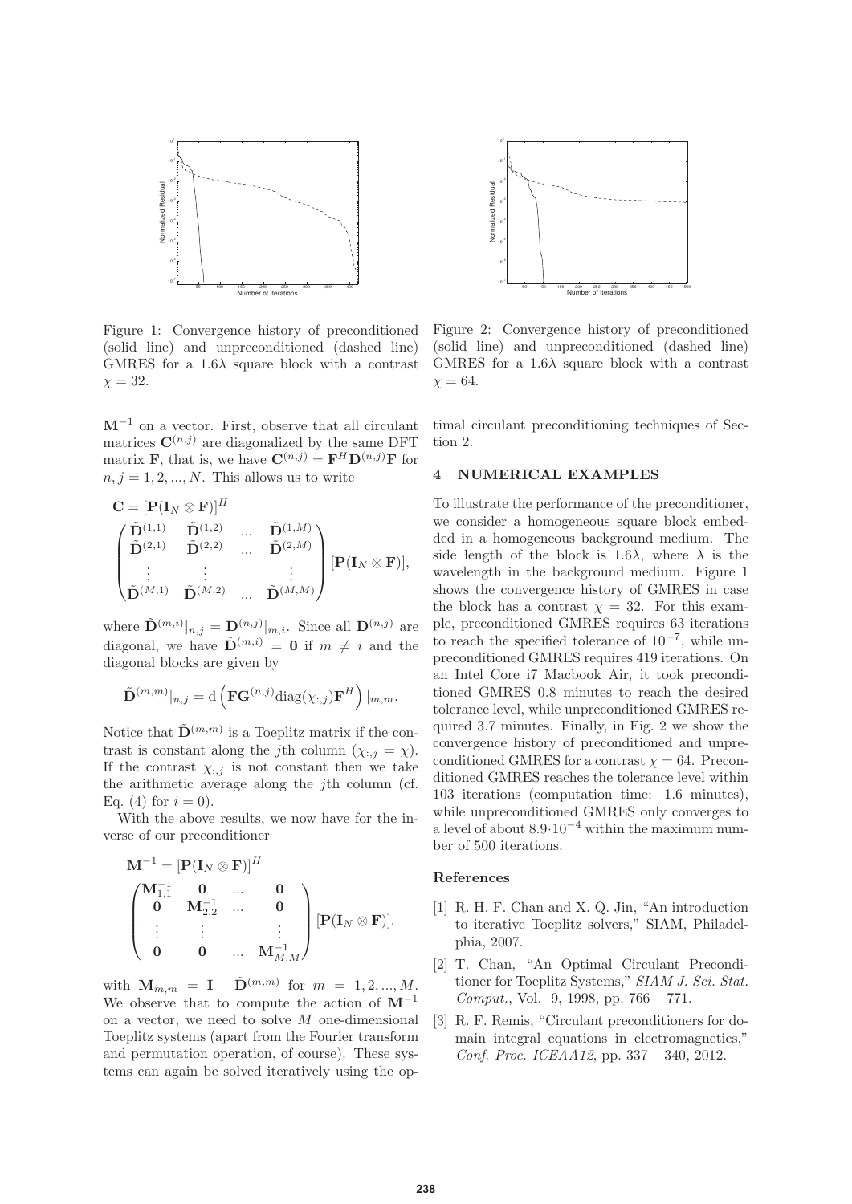Normalized Residual

Number of Iterations

Figure 1: Convergence history of preconditioned (solid line) and unpreconditioned (dashed line) GMRES for a $1.6\lambda$ square block with a contrast $\chi = 32$.

Normalized Residual

Number of Iterations

Figure 2: Convergence history of preconditioned (solid line) and unpreconditioned (dashed line) GMRES for a $1.6\lambda$ square block with a contrast $\chi = 64$.

$\mathbf{M}^{-1}$ on a vector. First, observe that all circulant matrices $\mathbf{C}^{(n,j)}$ are diagonalized by the same DFT matrix $\mathbf{F}$, that is, we have $\mathbf{C}^{(n,j)} = \mathbf{F}^H \mathbf{D}^{(n,j)} \mathbf{F}$ for $n, j = 1, 2, ..., N$. This allows us to write

$$\mathbf{C} = [\mathbf{P}(\mathbf{I}_N \otimes \mathbf{F})]^H \begin{pmatrix} \tilde{\mathbf{D}}^{(1,1)} & \tilde{\mathbf{D}}^{(1,2)} & ... & \tilde{\mathbf{D}}^{(1,M)} \\ \tilde{\mathbf{D}}^{(2,1)} & \tilde{\mathbf{D}}^{(2,2)} & ... & \tilde{\mathbf{D}}^{(2,M)} \\ \vdots & \vdots & & \vdots \\ \tilde{\mathbf{D}}^{(M,1)} & \tilde{\mathbf{D}}^{(M,2)} & ... & \tilde{\mathbf{D}}^{(M,M)} \end{pmatrix} [\mathbf{P}(\mathbf{I}_N \otimes \mathbf{F})],$$

where $\tilde{\mathbf{D}}^{(m,i)}|_{n,j} = \mathbf{D}^{(n,j)}|_{m,i}$. Since all $\mathbf{D}^{(n,j)}$ are diagonal, we have $\tilde{\mathbf{D}}^{(m,i)} = \mathbf{0}$ if $m \neq i$ and the diagonal blocks are given by

$$\tilde{\mathbf{D}}^{(m,m)}|_{n,j} = \mathrm{d}\left(\mathbf{F}\mathbf{G}^{(n,j)}\mathrm{diag}(\chi_{:,j})\mathbf{F}^H\right)|_{m,m}.$$

Notice that $\tilde{\mathbf{D}}^{(m,m)}$ is a Toeplitz matrix if the contrast is constant along the $j$th column ($\chi_{:,j} = \chi$). If the contrast $\chi_{:,j}$ is not constant then we take the arithmetic average along the $j$th column (cf. Eq. (4) for $i = 0$).

With the above results, we now have for the inverse of our preconditioner

$$\mathbf{M}^{-1} = [\mathbf{P}(\mathbf{I}_N \otimes \mathbf{F})]^H \begin{pmatrix} \mathbf{M}_{1,1}^{-1} & \mathbf{0} & ... & \mathbf{0} \\ \mathbf{0} & \mathbf{M}_{2,2}^{-1} & ... & \mathbf{0} \\ \vdots & \vdots & & \vdots \\ \mathbf{0} & \mathbf{0} & ... & \mathbf{M}_{M,M}^{-1} \end{pmatrix} [\mathbf{P}(\mathbf{I}_N \otimes \mathbf{F})].$$

with $\mathbf{M}_{m,m} = \mathbf{I} - \tilde{\mathbf{D}}^{(m,m)}$ for $m = 1, 2, ..., M$. We observe that to compute the action of $\mathbf{M}^{-1}$ on a vector, we need to solve $M$ one-dimensional Toeplitz systems (apart from the Fourier transform and permutation operation, of course). These systems can again be solved iteratively using the optimal circulant preconditioning techniques of Section 2.

## 4 NUMERICAL EXAMPLES

To illustrate the performance of the preconditioner, we consider a homogeneous square block embedded in a homogeneous background medium. The side length of the block is $1.6\lambda$, where $\lambda$ is the wavelength in the background medium. Figure 1 shows the convergence history of GMRES in case the block has a contrast $\chi = 32$. For this example, preconditioned GMRES requires 63 iterations to reach the specified tolerance of $10^{-7}$, while unpreconditioned GMRES requires 419 iterations. On an Intel Core i7 Macbook Air, it took preconditioned GMRES 0.8 minutes to reach the desired tolerance level, while unpreconditioned GMRES required 3.7 minutes. Finally, in Fig. 2 we show the convergence history of preconditioned and unpreconditioned GMRES for a contrast $\chi = 64$. Preconditioned GMRES reaches the tolerance level within 103 iterations (computation time: 1.6 minutes), while unpreconditioned GMRES only converges to a level of about $8.9 \cdot 10^{-4}$ within the maximum number of 500 iterations.

### References

[1] R. H. F. Chan and X. Q. Jin, "An introduction to iterative Toeplitz solvers," SIAM, Philadelphia, 2007.

[2] T. Chan, "An Optimal Circulant Preconditioner for Toeplitz Systems," *SIAM J. Sci. Stat. Comput.*, Vol. 9, 1998, pp. 766 – 771.

[3] R. F. Remis, "Circulant preconditioners for domain integral equations in electromagnetics," *Conf. Proc. ICEAA12*, pp. 337 – 340, 2012.